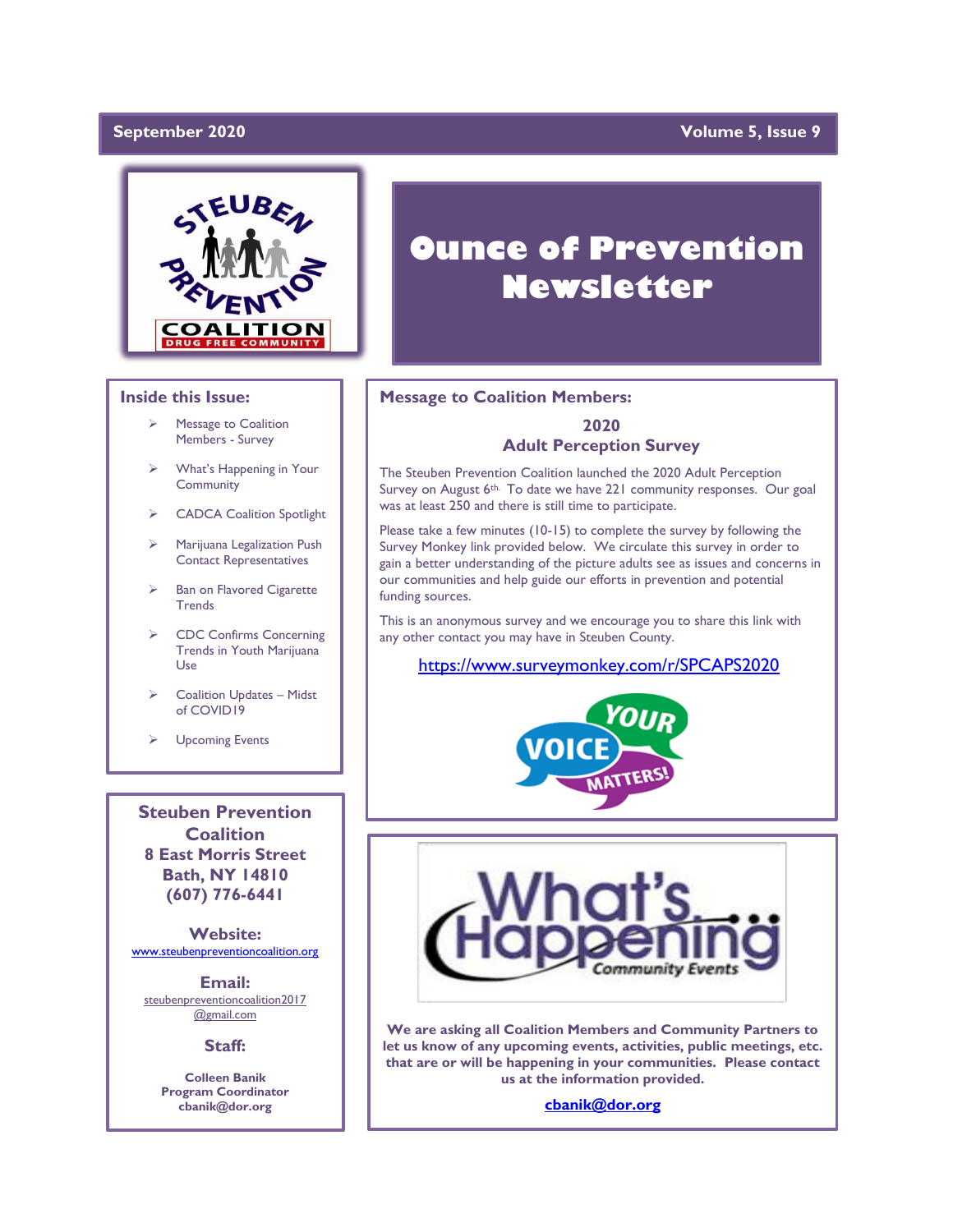September 2020 — Volume 5, Issue 9

# Ounce of Prevention Newsletter

## Inside this Issue:

- Message to Coalition Members - Survey
- What's Happening in Your Community
- CADCA Coalition Spotlight
- Marijuana Legalization Push Contact Representatives
- Ban on Flavored Cigarette Trends
- CDC Confirms Concerning Trends in Youth Marijuana Use
- Coalition Updates – Midst of COVID19
- Upcoming Events

## Message to Coalition Members:

### 2020 Adult Perception Survey

The Steuben Prevention Coalition launched the 2020 Adult Perception Survey on August 6th. To date we have 221 community responses. Our goal was at least 250 and there is still time to participate.

Please take a few minutes (10-15) to complete the survey by following the Survey Monkey link provided below. We circulate this survey in order to gain a better understanding of the picture adults see as issues and concerns in our communities and help guide our efforts in prevention and potential funding sources.

This is an anonymous survey and we encourage you to share this link with any other contact you may have in Steuben County.

https://www.surveymonkey.com/r/SPCAPS2020

YOUR VOICE MATTERS!

## What's Happening — Community Events

**We are asking all Coalition Members and Community Partners to let us know of any upcoming events, activities, public meetings, etc. that are or will be happening in your communities. Please contact us at the information provided.**

**cbanik@dor.org**

---

**Steuben Prevention Coalition**
**8 East Morris Street**
**Bath, NY 14810**
**(607) 776-6441**

**Website:**
www.steubenpreventioncoalition.org

**Email:**
steubenpreventioncoalition2017@gmail.com

**Staff:**

**Colleen Banik**
**Program Coordinator**
**cbanik@dor.org**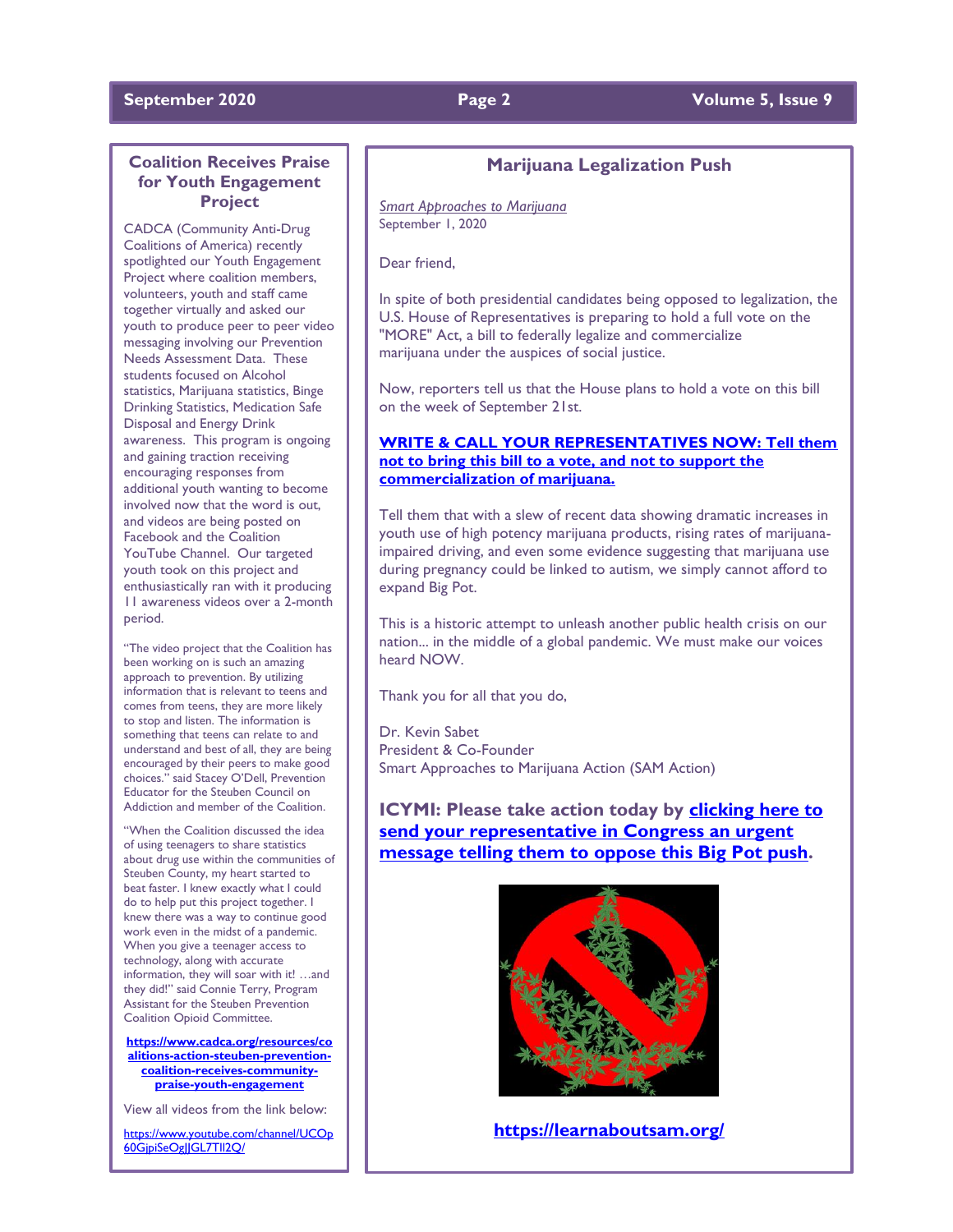## Coalition Receives Praise for Youth Engagement Project

CADCA (Community Anti-Drug Coalitions of America) recently spotlighted our Youth Engagement Project where coalition members, volunteers, youth and staff came together virtually and asked our youth to produce peer to peer video messaging involving our Prevention Needs Assessment Data. These students focused on Alcohol statistics, Marijuana statistics, Binge Drinking Statistics, Medication Safe Disposal and Energy Drink awareness. This program is ongoing and gaining traction receiving encouraging responses from additional youth wanting to become involved now that the word is out, and videos are being posted on Facebook and the Coalition YouTube Channel. Our targeted youth took on this project and enthusiastically ran with it producing 11 awareness videos over a 2-month period.

"The video project that the Coalition has been working on is such an amazing approach to prevention. By utilizing information that is relevant to teens and comes from teens, they are more likely to stop and listen. The information is something that teens can relate to and understand and best of all, they are being encouraged by their peers to make good choices." said Stacey O'Dell, Prevention Educator for the Steuben Council on Addiction and member of the Coalition.

"When the Coalition discussed the idea of using teenagers to share statistics about drug use within the communities of Steuben County, my heart started to beat faster. I knew exactly what I could do to help put this project together. I knew there was a way to continue good work even in the midst of a pandemic. When you give a teenager access to technology, along with accurate information, they will soar with it! …and they did!" said Connie Terry, Program Assistant for the Steuben Prevention Coalition Opioid Committee.

**https://www.cadca.org/resources/coalitions-action-steuben-prevention-coalition-receives-community-praise-youth-engagement**

View all videos from the link below:

https://www.youtube.com/channel/UCOp60GjpiSeOgJJGL7TIl2Q/

## Marijuana Legalization Push

*Smart Approaches to Marijuana*
September 1, 2020

Dear friend,

In spite of both presidential candidates being opposed to legalization, the U.S. House of Representatives is preparing to hold a full vote on the "MORE" Act, a bill to federally legalize and commercialize marijuana under the auspices of social justice.

Now, reporters tell us that the House plans to hold a vote on this bill on the week of September 21st.

**WRITE & CALL YOUR REPRESENTATIVES NOW: Tell them not to bring this bill to a vote, and not to support the commercialization of marijuana.**

Tell them that with a slew of recent data showing dramatic increases in youth use of high potency marijuana products, rising rates of marijuana-impaired driving, and even some evidence suggesting that marijuana use during pregnancy could be linked to autism, we simply cannot afford to expand Big Pot.

This is a historic attempt to unleash another public health crisis on our nation… in the middle of a global pandemic. We must make our voices heard NOW.

Thank you for all that you do,

Dr. Kevin Sabet
President & Co-Founder
Smart Approaches to Marijuana Action (SAM Action)

**ICYMI: Please take action today by clicking here to send your representative in Congress an urgent message telling them to oppose this Big Pot push.**

**https://learnaboutsam.org/**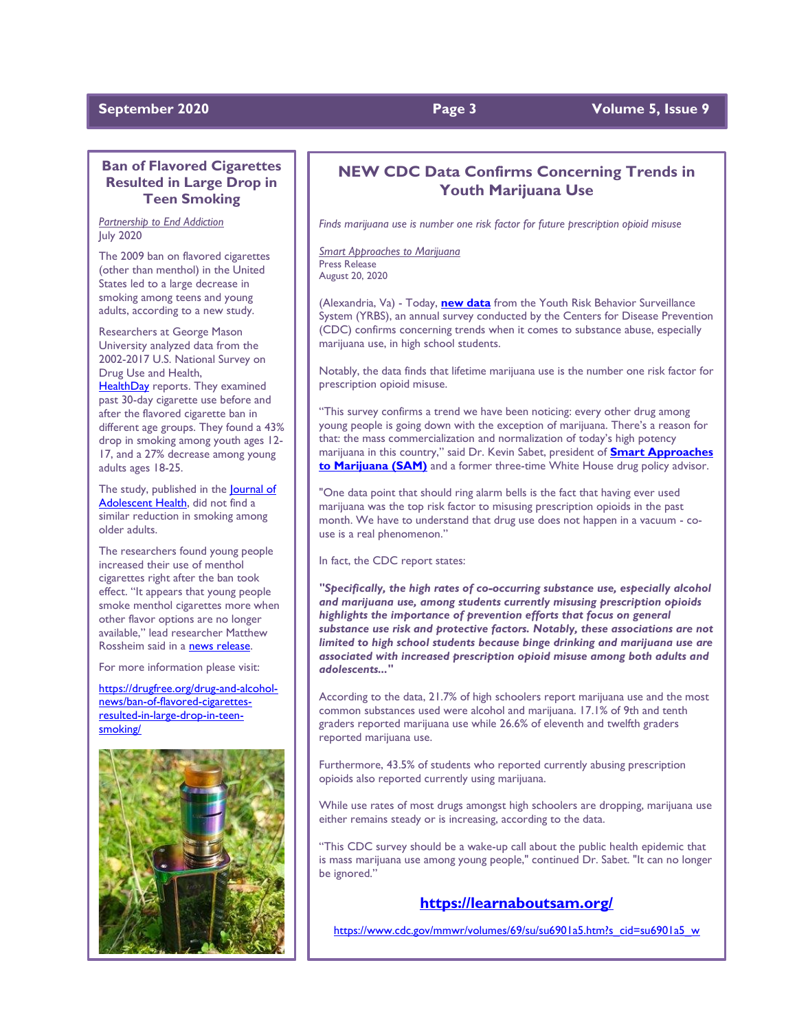## Ban of Flavored Cigarettes Resulted in Large Drop in Teen Smoking

*Partnership to End Addiction*
July 2020

The 2009 ban on flavored cigarettes (other than menthol) in the United States led to a large decrease in smoking among teens and young adults, according to a new study.

Researchers at George Mason University analyzed data from the 2002-2017 U.S. National Survey on Drug Use and Health, HealthDay reports. They examined past 30-day cigarette use before and after the flavored cigarette ban in different age groups. They found a 43% drop in smoking among youth ages 12-17, and a 27% decrease among young adults ages 18-25.

The study, published in the Journal of Adolescent Health, did not find a similar reduction in smoking among older adults.

The researchers found young people increased their use of menthol cigarettes right after the ban took effect. "It appears that young people smoke menthol cigarettes more when other flavor options are no longer available," lead researcher Matthew Rossheim said in a news release.

For more information please visit:

https://drugfree.org/drug-and-alcohol-news/ban-of-flavored-cigarettes-resulted-in-large-drop-in-teen-smoking/

## NEW CDC Data Confirms Concerning Trends in Youth Marijuana Use

*Finds marijuana use is number one risk factor for future prescription opioid misuse*

*Smart Approaches to Marijuana*
Press Release
August 20, 2020

(Alexandria, Va) - Today, **new data** from the Youth Risk Behavior Surveillance System (YRBS), an annual survey conducted by the Centers for Disease Prevention (CDC) confirms concerning trends when it comes to substance abuse, especially marijuana use, in high school students.

Notably, the data finds that lifetime marijuana use is the number one risk factor for prescription opioid misuse.

"This survey confirms a trend we have been noticing: every other drug among young people is going down with the exception of marijuana. There's a reason for that: the mass commercialization and normalization of today's high potency marijuana in this country," said Dr. Kevin Sabet, president of **Smart Approaches to Marijuana (SAM)** and a former three-time White House drug policy advisor.

"One data point that should ring alarm bells is the fact that having ever used marijuana was the top risk factor to misusing prescription opioids in the past month. We have to understand that drug use does not happen in a vacuum - co-use is a real phenomenon."

In fact, the CDC report states:

***"Specifically, the high rates of co-occurring substance use, especially alcohol and marijuana use, among students currently misusing prescription opioids highlights the importance of prevention efforts that focus on general substance use risk and protective factors. Notably, these associations are not limited to high school students because binge drinking and marijuana use are associated with increased prescription opioid misuse among both adults and adolescents..."***

According to the data, 21.7% of high schoolers report marijuana use and the most common substances used were alcohol and marijuana. 17.1% of 9th and tenth graders reported marijuana use while 26.6% of eleventh and twelfth graders reported marijuana use.

Furthermore, 43.5% of students who reported currently abusing prescription opioids also reported currently using marijuana.

While use rates of most drugs amongst high schoolers are dropping, marijuana use either remains steady or is increasing, according to the data.

"This CDC survey should be a wake-up call about the public health epidemic that is mass marijuana use among young people," continued Dr. Sabet. "It can no longer be ignored."

**https://learnaboutsam.org/**

https://www.cdc.gov/mmwr/volumes/69/su/su6901a5.htm?s_cid=su6901a5_w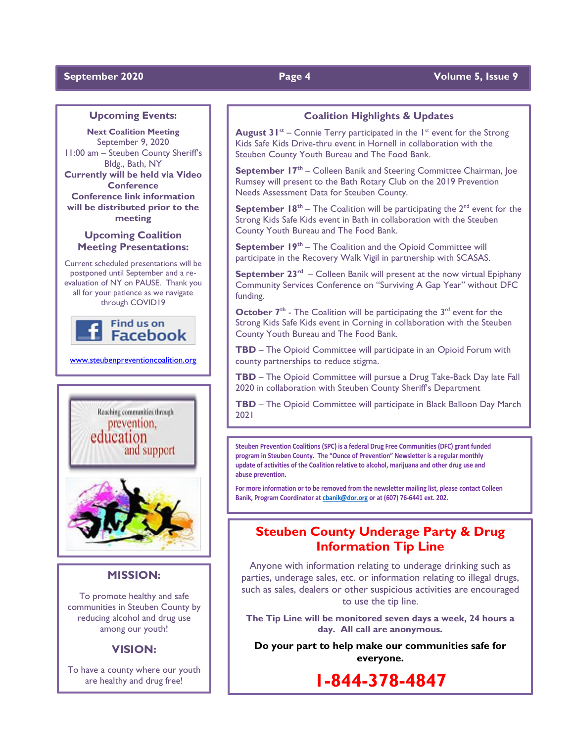## Upcoming Events:

**Next Coalition Meeting**
September 9, 2020
11:00 am – Steuben County Sheriff's Bldg., Bath, NY
**Currently will be held via Video Conference**
**Conference link information will be distributed prior to the meeting**

## Upcoming Coalition Meeting Presentations:

Current scheduled presentations will be postponed until September and a re-evaluation of NY on PAUSE. Thank you all for your patience as we navigate through COVID19

Find us on Facebook

www.steubenpreventioncoalition.org

Reaching communities through prevention, education and support

## MISSION:

To promote healthy and safe communities in Steuben County by reducing alcohol and drug use among our youth!

## VISION:

To have a county where our youth are healthy and drug free!

## Coalition Highlights & Updates

**August 31st** – Connie Terry participated in the 1st event for the Strong Kids Safe Kids Drive-thru event in Hornell in collaboration with the Steuben County Youth Bureau and The Food Bank.

**September 17th** – Colleen Banik and Steering Committee Chairman, Joe Rumsey will present to the Bath Rotary Club on the 2019 Prevention Needs Assessment Data for Steuben County.

**September 18th** – The Coalition will be participating the 2nd event for the Strong Kids Safe Kids event in Bath in collaboration with the Steuben County Youth Bureau and The Food Bank.

**September 19th** – The Coalition and the Opioid Committee will participate in the Recovery Walk Vigil in partnership with SCASAS.

**September 23rd** – Colleen Banik will present at the now virtual Epiphany Community Services Conference on "Surviving A Gap Year" without DFC funding.

**October 7th** - The Coalition will be participating the 3rd event for the Strong Kids Safe Kids event in Corning in collaboration with the Steuben County Youth Bureau and The Food Bank.

**TBD** – The Opioid Committee will participate in an Opioid Forum with county partnerships to reduce stigma.

**TBD** – The Opioid Committee will pursue a Drug Take-Back Day late Fall 2020 in collaboration with Steuben County Sheriff's Department

**TBD** – The Opioid Committee will participate in Black Balloon Day March 2021

**Steuben Prevention Coalitions (SPC) is a federal Drug Free Communities (DFC) grant funded program in Steuben County. The "Ounce of Prevention" Newsletter is a regular monthly update of activities of the Coalition relative to alcohol, marijuana and other drug use and abuse prevention.**

**For more information or to be removed from the newsletter mailing list, please contact Colleen Banik, Program Coordinator at cbanik@dor.org or at (607) 76-6441 ext. 202.**

## Steuben County Underage Party & Drug Information Tip Line

Anyone with information relating to underage drinking such as parties, underage sales, etc. or information relating to illegal drugs, such as sales, dealers or other suspicious activities are encouraged to use the tip line.

**The Tip Line will be monitored seven days a week, 24 hours a day. All call are anonymous.**

**Do your part to help make our communities safe for everyone.**

**1-844-378-4847**